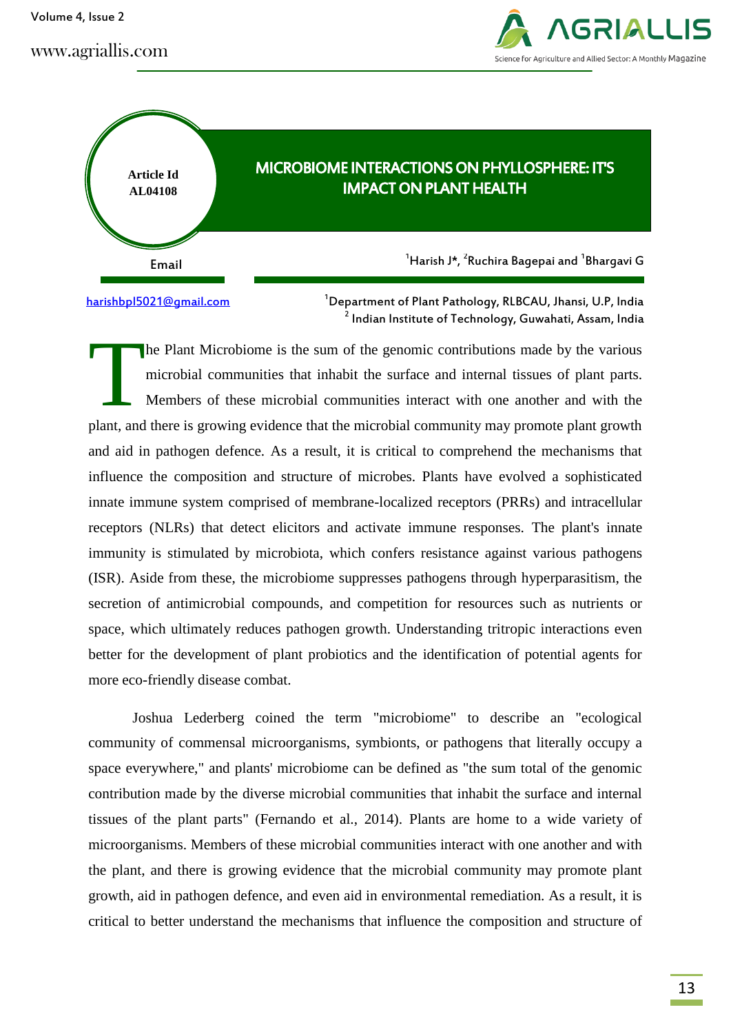Article Id
AL04108

# MICROBIOME INTERACTIONS ON PHYLLOSPHERE: IT'S IMPACT ON PLANT HEALTH

[1]Harish J*, [2]Ruchira Bagepai and [1]Bhargavi G

Email

harishbpl5021@gmail.com

[1]Department of Plant Pathology, RLBCAU, Jhansi, U.P, India
[2] Indian Institute of Technology, Guwahati, Assam, India

The Plant Microbiome is the sum of the genomic contributions made by the various microbial communities that inhabit the surface and internal tissues of plant parts. Members of these microbial communities interact with one another and with the plant, and there is growing evidence that the microbial community may promote plant growth and aid in pathogen defence. As a result, it is critical to comprehend the mechanisms that influence the composition and structure of microbes. Plants have evolved a sophisticated innate immune system comprised of membrane-localized receptors (PRRs) and intracellular receptors (NLRs) that detect elicitors and activate immune responses. The plant's innate immunity is stimulated by microbiota, which confers resistance against various pathogens (ISR). Aside from these, the microbiome suppresses pathogens through hyperparasitism, the secretion of antimicrobial compounds, and competition for resources such as nutrients or space, which ultimately reduces pathogen growth. Understanding tritropic interactions even better for the development of plant probiotics and the identification of potential agents for more eco-friendly disease combat.

Joshua Lederberg coined the term "microbiome" to describe an "ecological community of commensal microorganisms, symbionts, or pathogens that literally occupy a space everywhere," and plants' microbiome can be defined as "the sum total of the genomic contribution made by the diverse microbial communities that inhabit the surface and internal tissues of the plant parts" (Fernando et al., 2014). Plants are home to a wide variety of microorganisms. Members of these microbial communities interact with one another and with the plant, and there is growing evidence that the microbial community may promote plant growth, aid in pathogen defence, and even aid in environmental remediation. As a result, it is critical to better understand the mechanisms that influence the composition and structure of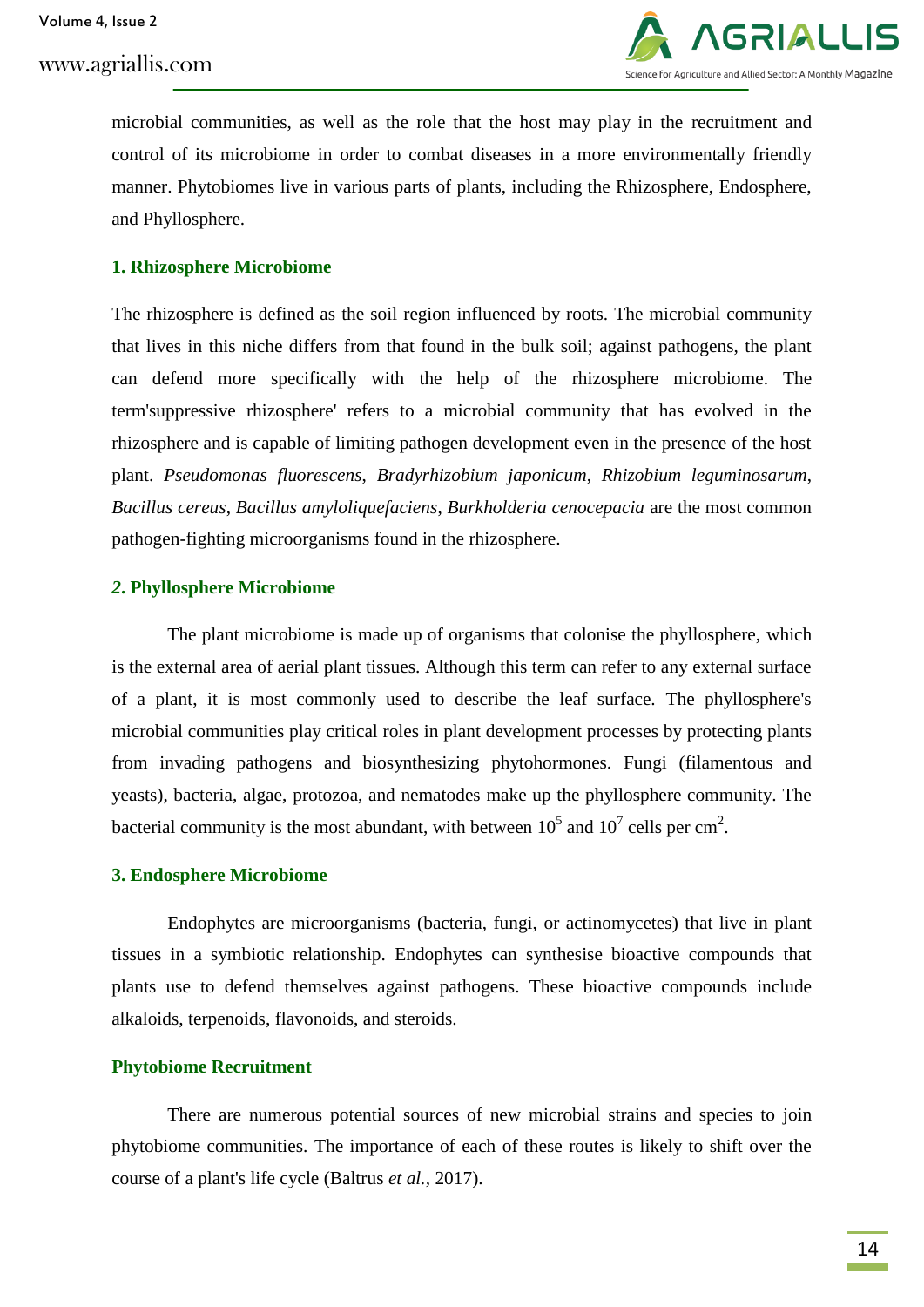microbial communities, as well as the role that the host may play in the recruitment and control of its microbiome in order to combat diseases in a more environmentally friendly manner. Phytobiomes live in various parts of plants, including the Rhizosphere, Endosphere, and Phyllosphere.

### 1. Rhizosphere Microbiome

The rhizosphere is defined as the soil region influenced by roots. The microbial community that lives in this niche differs from that found in the bulk soil; against pathogens, the plant can defend more specifically with the help of the rhizosphere microbiome. The term'suppressive rhizosphere' refers to a microbial community that has evolved in the rhizosphere and is capable of limiting pathogen development even in the presence of the host plant. *Pseudomonas fluorescens*, *Bradyrhizobium japonicum*, *Rhizobium leguminosarum*, *Bacillus cereus*, *Bacillus amyloliquefaciens*, *Burkholderia cenocepacia* are the most common pathogen-fighting microorganisms found in the rhizosphere.

### *2*. Phyllosphere Microbiome

The plant microbiome is made up of organisms that colonise the phyllosphere, which is the external area of aerial plant tissues. Although this term can refer to any external surface of a plant, it is most commonly used to describe the leaf surface. The phyllosphere's microbial communities play critical roles in plant development processes by protecting plants from invading pathogens and biosynthesizing phytohormones. Fungi (filamentous and yeasts), bacteria, algae, protozoa, and nematodes make up the phyllosphere community. The bacterial community is the most abundant, with between $10^5$ and $10^7$ cells per $cm^2$.

### 3. Endosphere Microbiome

Endophytes are microorganisms (bacteria, fungi, or actinomycetes) that live in plant tissues in a symbiotic relationship. Endophytes can synthesise bioactive compounds that plants use to defend themselves against pathogens. These bioactive compounds include alkaloids, terpenoids, flavonoids, and steroids.

### Phytobiome Recruitment

There are numerous potential sources of new microbial strains and species to join phytobiome communities. The importance of each of these routes is likely to shift over the course of a plant's life cycle (Baltrus *et al.,* 2017).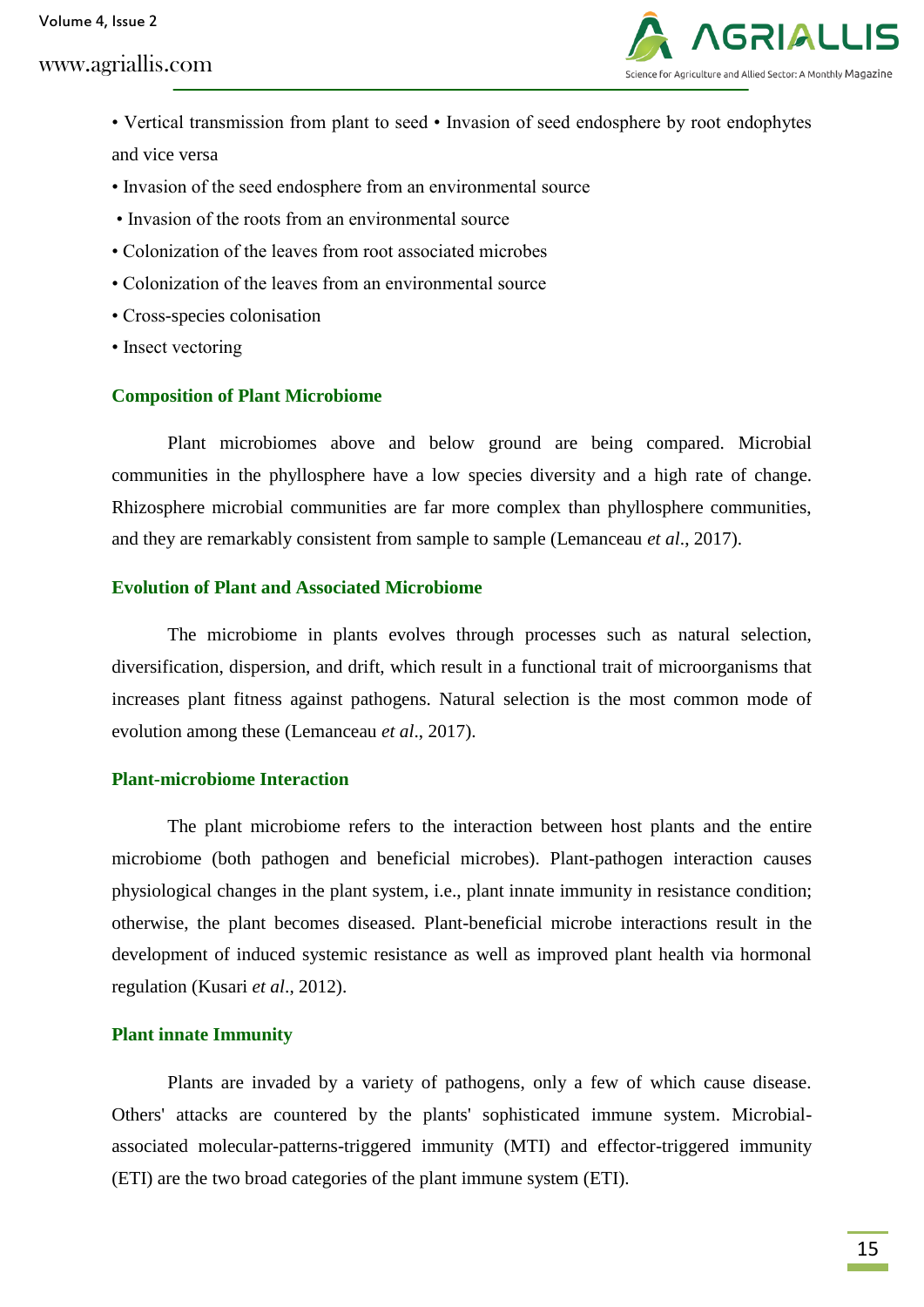- Vertical transmission from plant to seed • Invasion of seed endosphere by root endophytes and vice versa
- Invasion of the seed endosphere from an environmental source
- Invasion of the roots from an environmental source
- Colonization of the leaves from root associated microbes
- Colonization of the leaves from an environmental source
- Cross-species colonisation
- Insect vectoring

## Composition of Plant Microbiome

Plant microbiomes above and below ground are being compared. Microbial communities in the phyllosphere have a low species diversity and a high rate of change. Rhizosphere microbial communities are far more complex than phyllosphere communities, and they are remarkably consistent from sample to sample (Lemanceau *et al*., 2017).

## Evolution of Plant and Associated Microbiome

The microbiome in plants evolves through processes such as natural selection, diversification, dispersion, and drift, which result in a functional trait of microorganisms that increases plant fitness against pathogens. Natural selection is the most common mode of evolution among these (Lemanceau *et al*., 2017).

## Plant-microbiome Interaction

The plant microbiome refers to the interaction between host plants and the entire microbiome (both pathogen and beneficial microbes). Plant-pathogen interaction causes physiological changes in the plant system, i.e., plant innate immunity in resistance condition; otherwise, the plant becomes diseased. Plant-beneficial microbe interactions result in the development of induced systemic resistance as well as improved plant health via hormonal regulation (Kusari *et al*., 2012).

## Plant innate Immunity

Plants are invaded by a variety of pathogens, only a few of which cause disease. Others' attacks are countered by the plants' sophisticated immune system. Microbial-associated molecular-patterns-triggered immunity (MTI) and effector-triggered immunity (ETI) are the two broad categories of the plant immune system (ETI).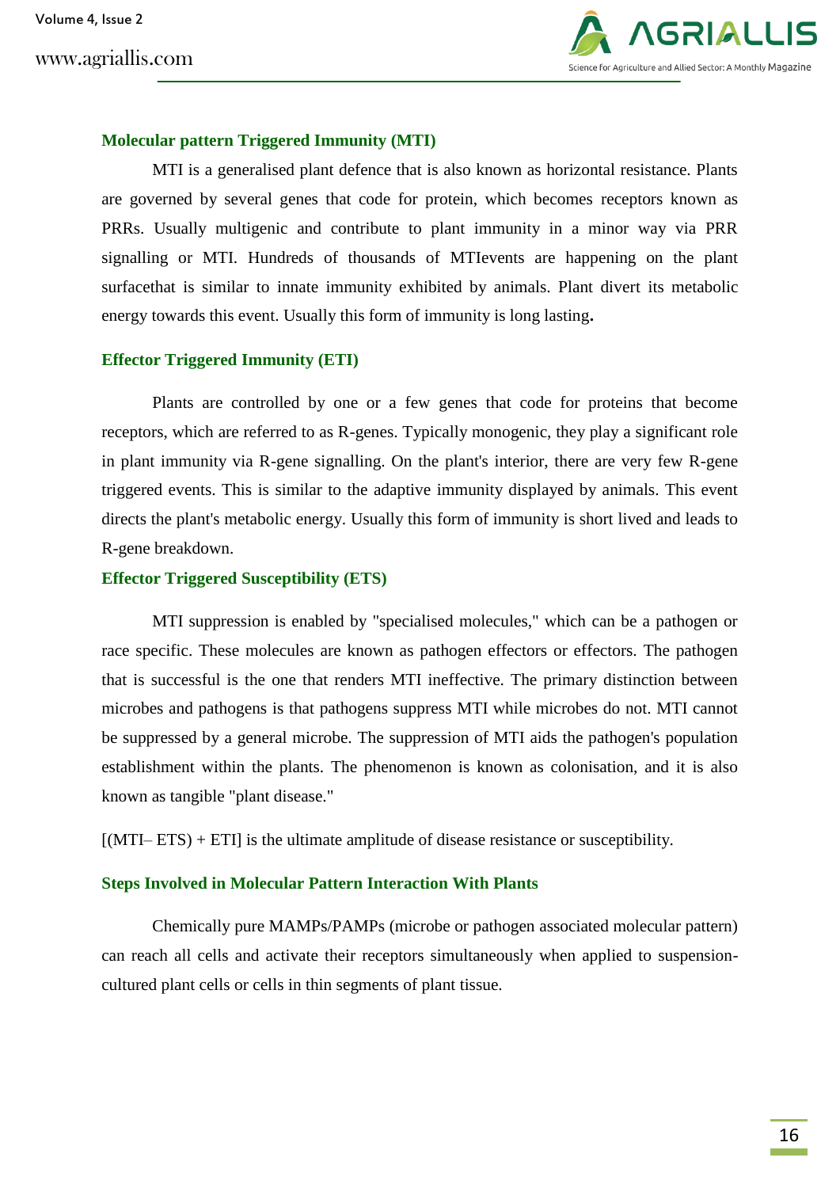### Molecular pattern Triggered Immunity (MTI)

MTI is a generalised plant defence that is also known as horizontal resistance. Plants are governed by several genes that code for protein, which becomes receptors known as PRRs. Usually multigenic and contribute to plant immunity in a minor way via PRR signalling or MTI. Hundreds of thousands of MTIevents are happening on the plant surfacethat is similar to innate immunity exhibited by animals. Plant divert its metabolic energy towards this event. Usually this form of immunity is long lasting**.**

### Effector Triggered Immunity (ETI)

Plants are controlled by one or a few genes that code for proteins that become receptors, which are referred to as R-genes. Typically monogenic, they play a significant role in plant immunity via R-gene signalling. On the plant's interior, there are very few R-gene triggered events. This is similar to the adaptive immunity displayed by animals. This event directs the plant's metabolic energy. Usually this form of immunity is short lived and leads to R-gene breakdown.

### Effector Triggered Susceptibility (ETS)

MTI suppression is enabled by "specialised molecules," which can be a pathogen or race specific. These molecules are known as pathogen effectors or effectors. The pathogen that is successful is the one that renders MTI ineffective. The primary distinction between microbes and pathogens is that pathogens suppress MTI while microbes do not. MTI cannot be suppressed by a general microbe. The suppression of MTI aids the pathogen's population establishment within the plants. The phenomenon is known as colonisation, and it is also known as tangible "plant disease."

[(MTI– ETS) + ETI] is the ultimate amplitude of disease resistance or susceptibility.

### Steps Involved in Molecular Pattern Interaction With Plants

Chemically pure MAMPs/PAMPs (microbe or pathogen associated molecular pattern) can reach all cells and activate their receptors simultaneously when applied to suspension-cultured plant cells or cells in thin segments of plant tissue.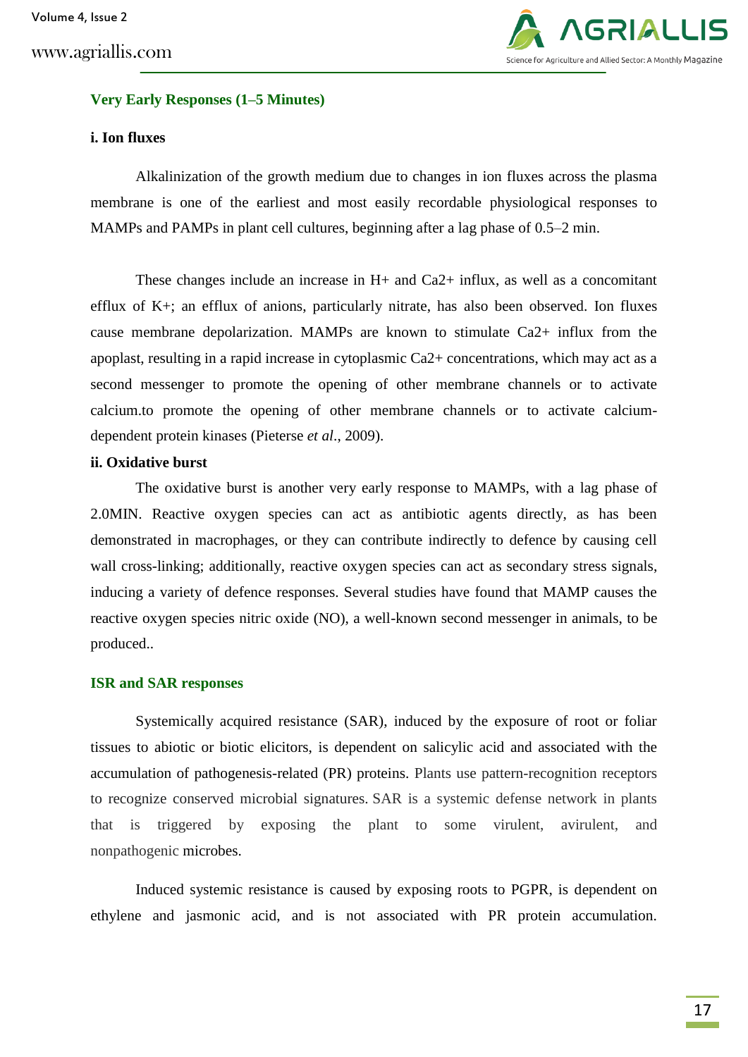## Very Early Responses (1–5 Minutes)

### i. Ion fluxes

Alkalinization of the growth medium due to changes in ion fluxes across the plasma membrane is one of the earliest and most easily recordable physiological responses to MAMPs and PAMPs in plant cell cultures, beginning after a lag phase of 0.5–2 min.

These changes include an increase in $H^+$ and $Ca^{2+}$ influx, as well as a concomitant efflux of $K^+$; an efflux of anions, particularly nitrate, has also been observed. Ion fluxes cause membrane depolarization. MAMPs are known to stimulate $Ca^{2+}$ influx from the apoplast, resulting in a rapid increase in cytoplasmic $Ca^{2+}$ concentrations, which may act as a second messenger to promote the opening of other membrane channels or to activate calcium.to promote the opening of other membrane channels or to activate calcium-dependent protein kinases (Pieterse *et al*., 2009).

### ii. Oxidative burst

The oxidative burst is another very early response to MAMPs, with a lag phase of 2.0MIN. Reactive oxygen species can act as antibiotic agents directly, as has been demonstrated in macrophages, or they can contribute indirectly to defence by causing cell wall cross-linking; additionally, reactive oxygen species can act as secondary stress signals, inducing a variety of defence responses. Several studies have found that MAMP causes the reactive oxygen species nitric oxide (NO), a well-known second messenger in animals, to be produced..

## ISR and SAR responses

Systemically acquired resistance (SAR), induced by the exposure of root or foliar tissues to abiotic or biotic elicitors, is dependent on salicylic acid and associated with the accumulation of pathogenesis-related (PR) proteins. Plants use pattern-recognition receptors to recognize conserved microbial signatures. SAR is a systemic defense network in plants that is triggered by exposing the plant to some virulent, avirulent, and nonpathogenic microbes.

Induced systemic resistance is caused by exposing roots to PGPR, is dependent on ethylene and jasmonic acid, and is not associated with PR protein accumulation.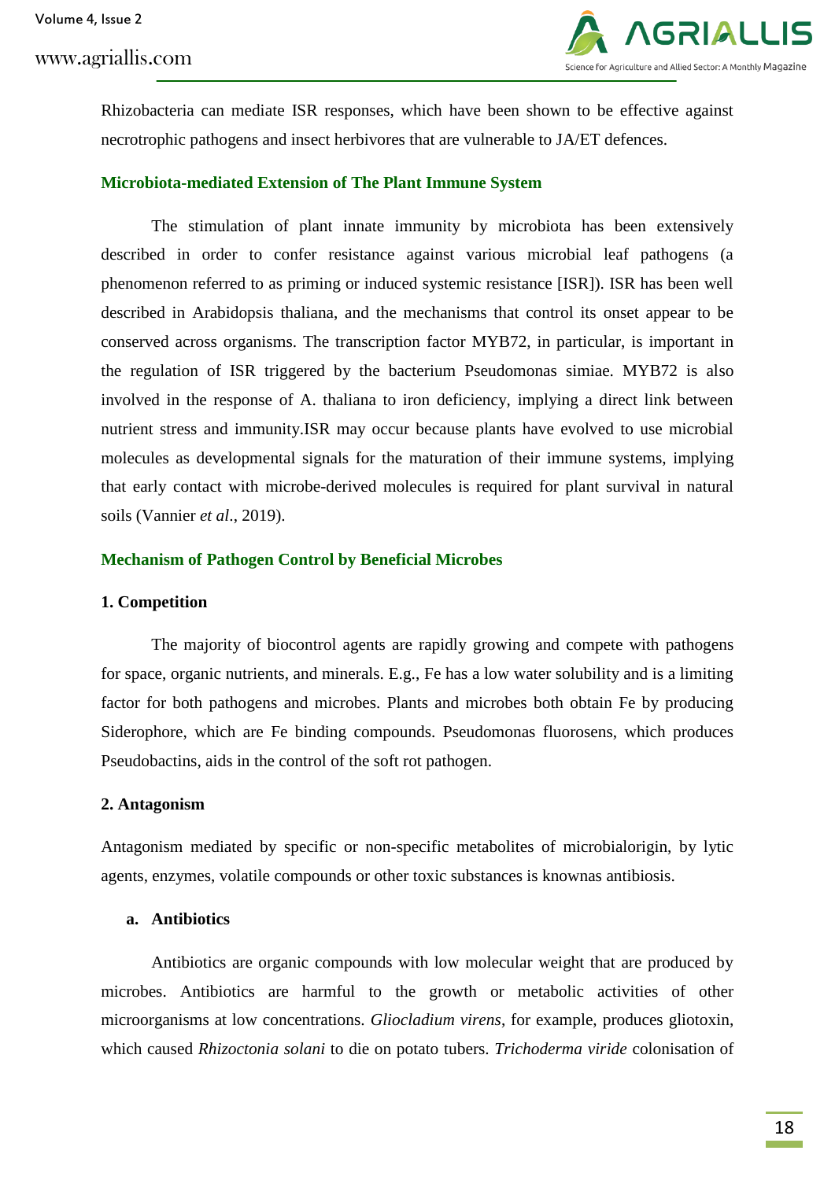Rhizobacteria can mediate ISR responses, which have been shown to be effective against necrotrophic pathogens and insect herbivores that are vulnerable to JA/ET defences.

## Microbiota-mediated Extension of The Plant Immune System

The stimulation of plant innate immunity by microbiota has been extensively described in order to confer resistance against various microbial leaf pathogens (a phenomenon referred to as priming or induced systemic resistance [ISR]). ISR has been well described in Arabidopsis thaliana, and the mechanisms that control its onset appear to be conserved across organisms. The transcription factor MYB72, in particular, is important in the regulation of ISR triggered by the bacterium Pseudomonas simiae. MYB72 is also involved in the response of A. thaliana to iron deficiency, implying a direct link between nutrient stress and immunity.ISR may occur because plants have evolved to use microbial molecules as developmental signals for the maturation of their immune systems, implying that early contact with microbe-derived molecules is required for plant survival in natural soils (Vannier *et al*., 2019).

## Mechanism of Pathogen Control by Beneficial Microbes

### 1. Competition

The majority of biocontrol agents are rapidly growing and compete with pathogens for space, organic nutrients, and minerals. E.g., Fe has a low water solubility and is a limiting factor for both pathogens and microbes. Plants and microbes both obtain Fe by producing Siderophore, which are Fe binding compounds. Pseudomonas fluorosens, which produces Pseudobactins, aids in the control of the soft rot pathogen.

### 2. Antagonism

Antagonism mediated by specific or non-specific metabolites of microbialorigin, by lytic agents, enzymes, volatile compounds or other toxic substances is knownas antibiosis.

#### a. Antibiotics

Antibiotics are organic compounds with low molecular weight that are produced by microbes. Antibiotics are harmful to the growth or metabolic activities of other microorganisms at low concentrations. *Gliocladium virens*, for example, produces gliotoxin, which caused *Rhizoctonia solani* to die on potato tubers. *Trichoderma viride* colonisation of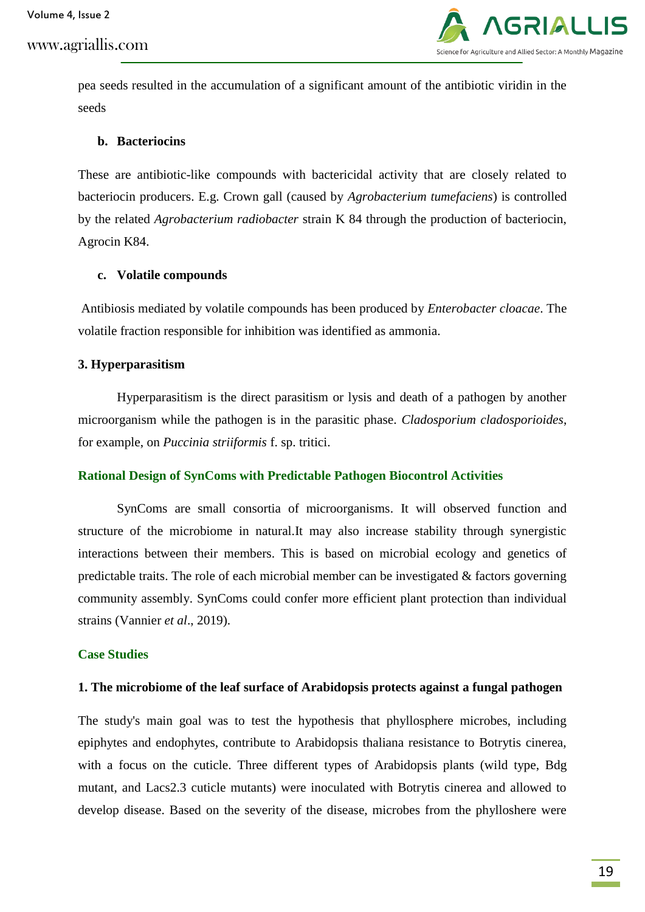pea seeds resulted in the accumulation of a significant amount of the antibiotic viridin in the seeds

**b. Bacteriocins**

These are antibiotic-like compounds with bactericidal activity that are closely related to bacteriocin producers. E.g. Crown gall (caused by *Agrobacterium tumefaciens*) is controlled by the related *Agrobacterium radiobacter* strain K 84 through the production of bacteriocin, Agrocin K84.

**c. Volatile compounds**

Antibiosis mediated by volatile compounds has been produced by *Enterobacter cloacae*. The volatile fraction responsible for inhibition was identified as ammonia.

### 3. Hyperparasitism

Hyperparasitism is the direct parasitism or lysis and death of a pathogen by another microorganism while the pathogen is in the parasitic phase. *Cladosporium cladosporioides*, for example, on *Puccinia striiformis* f. sp. tritici.

## Rational Design of SynComs with Predictable Pathogen Biocontrol Activities

SynComs are small consortia of microorganisms. It will observed function and structure of the microbiome in natural.It may also increase stability through synergistic interactions between their members. This is based on microbial ecology and genetics of predictable traits. The role of each microbial member can be investigated & factors governing community assembly. SynComs could confer more efficient plant protection than individual strains (Vannier *et al*., 2019).

## Case Studies

### 1. The microbiome of the leaf surface of Arabidopsis protects against a fungal pathogen

The study's main goal was to test the hypothesis that phyllosphere microbes, including epiphytes and endophytes, contribute to Arabidopsis thaliana resistance to Botrytis cinerea, with a focus on the cuticle. Three different types of Arabidopsis plants (wild type, Bdg mutant, and Lacs2.3 cuticle mutants) were inoculated with Botrytis cinerea and allowed to develop disease. Based on the severity of the disease, microbes from the phylloshere were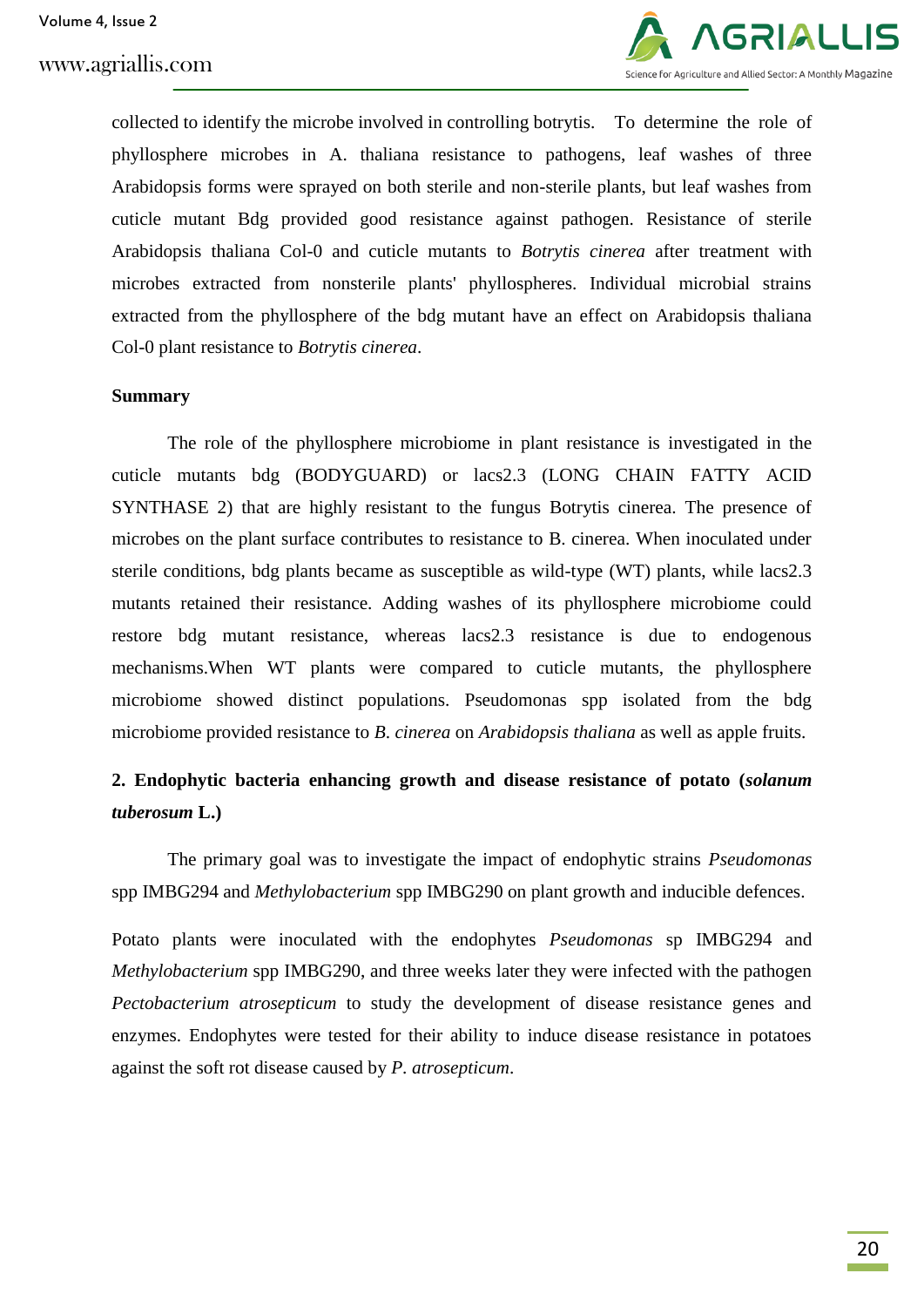collected to identify the microbe involved in controlling botrytis. To determine the role of phyllosphere microbes in A. thaliana resistance to pathogens, leaf washes of three Arabidopsis forms were sprayed on both sterile and non-sterile plants, but leaf washes from cuticle mutant Bdg provided good resistance against pathogen. Resistance of sterile Arabidopsis thaliana Col-0 and cuticle mutants to *Botrytis cinerea* after treatment with microbes extracted from nonsterile plants' phyllospheres. Individual microbial strains extracted from the phyllosphere of the bdg mutant have an effect on Arabidopsis thaliana Col-0 plant resistance to *Botrytis cinerea*.

**Summary**

The role of the phyllosphere microbiome in plant resistance is investigated in the cuticle mutants bdg (BODYGUARD) or lacs2.3 (LONG CHAIN FATTY ACID SYNTHASE 2) that are highly resistant to the fungus Botrytis cinerea. The presence of microbes on the plant surface contributes to resistance to B. cinerea. When inoculated under sterile conditions, bdg plants became as susceptible as wild-type (WT) plants, while lacs2.3 mutants retained their resistance. Adding washes of its phyllosphere microbiome could restore bdg mutant resistance, whereas lacs2.3 resistance is due to endogenous mechanisms.When WT plants were compared to cuticle mutants, the phyllosphere microbiome showed distinct populations. Pseudomonas spp isolated from the bdg microbiome provided resistance to *B. cinerea* on *Arabidopsis thaliana* as well as apple fruits.

## 2. Endophytic bacteria enhancing growth and disease resistance of potato (*solanum tuberosum* L.)

The primary goal was to investigate the impact of endophytic strains *Pseudomonas* spp IMBG294 and *Methylobacterium* spp IMBG290 on plant growth and inducible defences.

Potato plants were inoculated with the endophytes *Pseudomonas* sp IMBG294 and *Methylobacterium* spp IMBG290, and three weeks later they were infected with the pathogen *Pectobacterium atrosepticum* to study the development of disease resistance genes and enzymes. Endophytes were tested for their ability to induce disease resistance in potatoes against the soft rot disease caused by *P. atrosepticum*.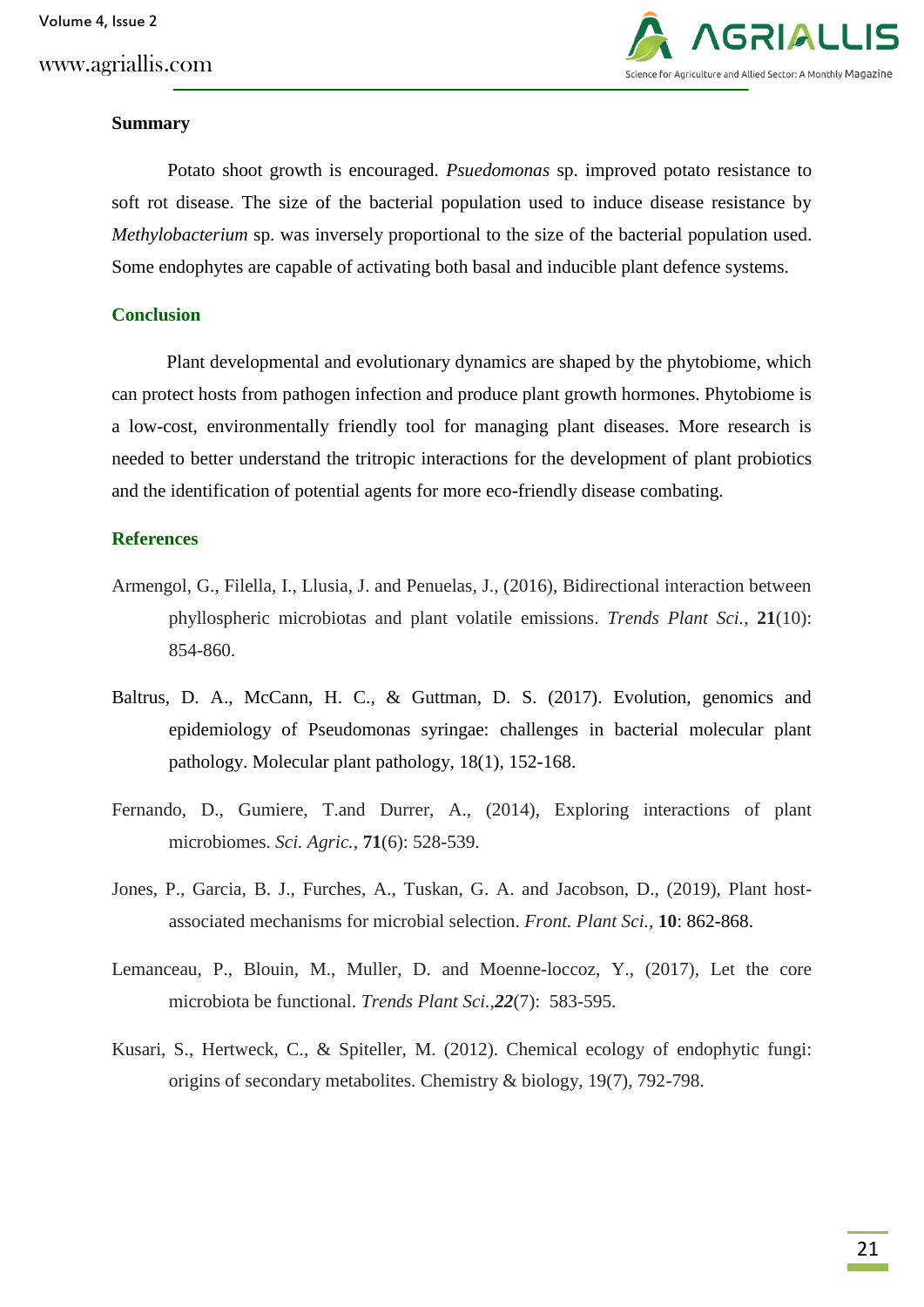## Summary

Potato shoot growth is encouraged. *Psuedomonas* sp. improved potato resistance to soft rot disease. The size of the bacterial population used to induce disease resistance by *Methylobacterium* sp. was inversely proportional to the size of the bacterial population used. Some endophytes are capable of activating both basal and inducible plant defence systems.

## Conclusion

Plant developmental and evolutionary dynamics are shaped by the phytobiome, which can protect hosts from pathogen infection and produce plant growth hormones. Phytobiome is a low-cost, environmentally friendly tool for managing plant diseases. More research is needed to better understand the tritropic interactions for the development of plant probiotics and the identification of potential agents for more eco-friendly disease combating.

## References

Armengol, G., Filella, I., Llusia, J. and Penuelas, J., (2016), Bidirectional interaction between phyllospheric microbiotas and plant volatile emissions. *Trends Plant Sci.*, **21**(10): 854-860.

Baltrus, D. A., McCann, H. C., & Guttman, D. S. (2017). Evolution, genomics and epidemiology of Pseudomonas syringae: challenges in bacterial molecular plant pathology. Molecular plant pathology, 18(1), 152-168.

Fernando, D., Gumiere, T.and Durrer, A., (2014), Exploring interactions of plant microbiomes. *Sci. Agric.*, **71**(6): 528-539.

Jones, P., Garcia, B. J., Furches, A., Tuskan, G. A. and Jacobson, D., (2019), Plant host-associated mechanisms for microbial selection. *Front. Plant Sci.*, **10**: 862-868.

Lemanceau, P., Blouin, M., Muller, D. and Moenne-loccoz, Y., (2017), Let the core microbiota be functional. *Trends Plant Sci.*,***22***(7): 583-595.

Kusari, S., Hertweck, C., & Spiteller, M. (2012). Chemical ecology of endophytic fungi: origins of secondary metabolites. Chemistry & biology, 19(7), 792-798.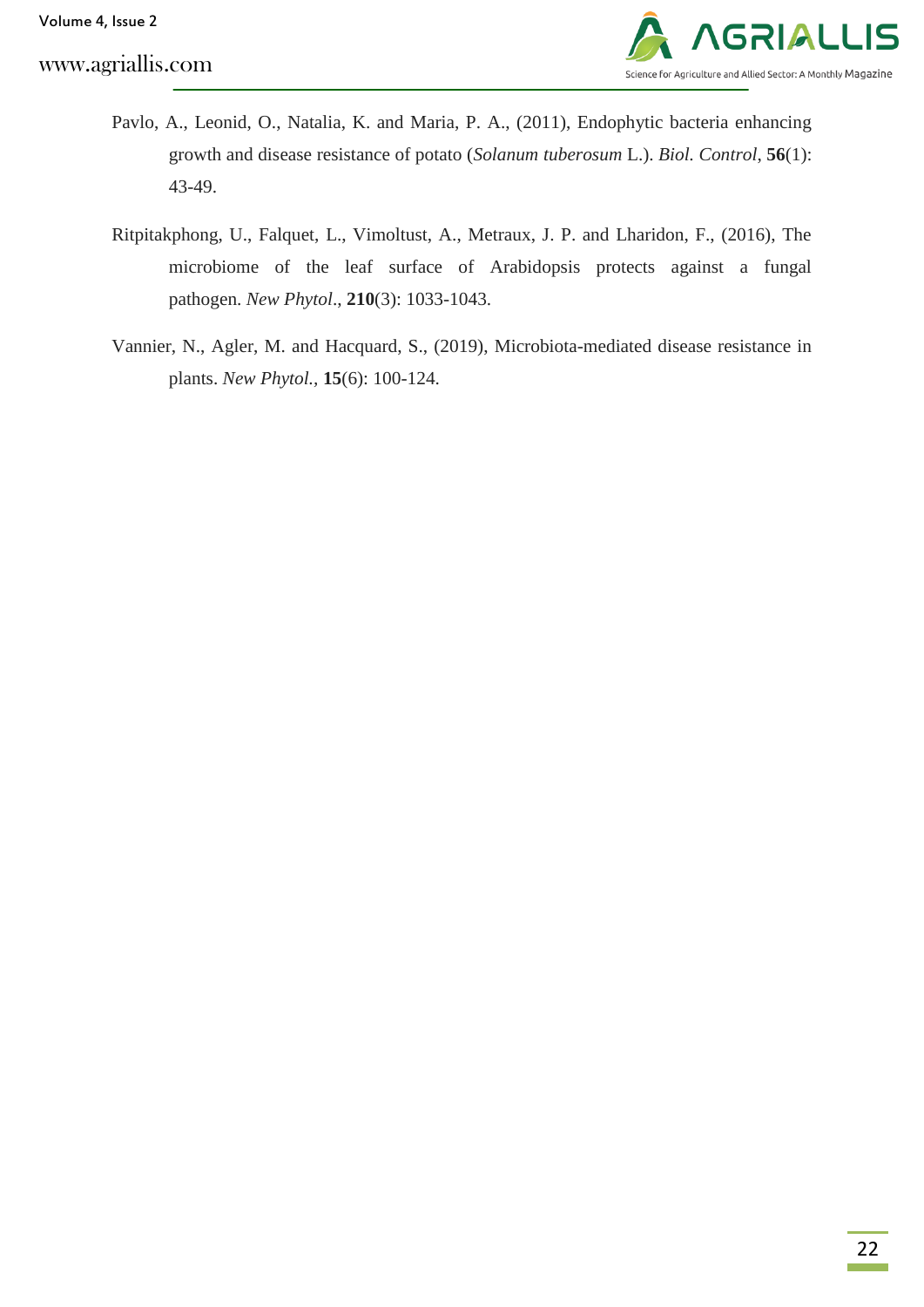Pavlo, A., Leonid, O., Natalia, K. and Maria, P. A., (2011), Endophytic bacteria enhancing growth and disease resistance of potato (*Solanum tuberosum* L.). *Biol. Control*, **56**(1): 43-49.

Ritpitakphong, U., Falquet, L., Vimoltust, A., Metraux, J. P. and Lharidon, F., (2016), The microbiome of the leaf surface of Arabidopsis protects against a fungal pathogen. *New Phytol*., **210**(3): 1033-1043.

Vannier, N., Agler, M. and Hacquard, S., (2019), Microbiota-mediated disease resistance in plants. *New Phytol.*, **15**(6): 100-124.